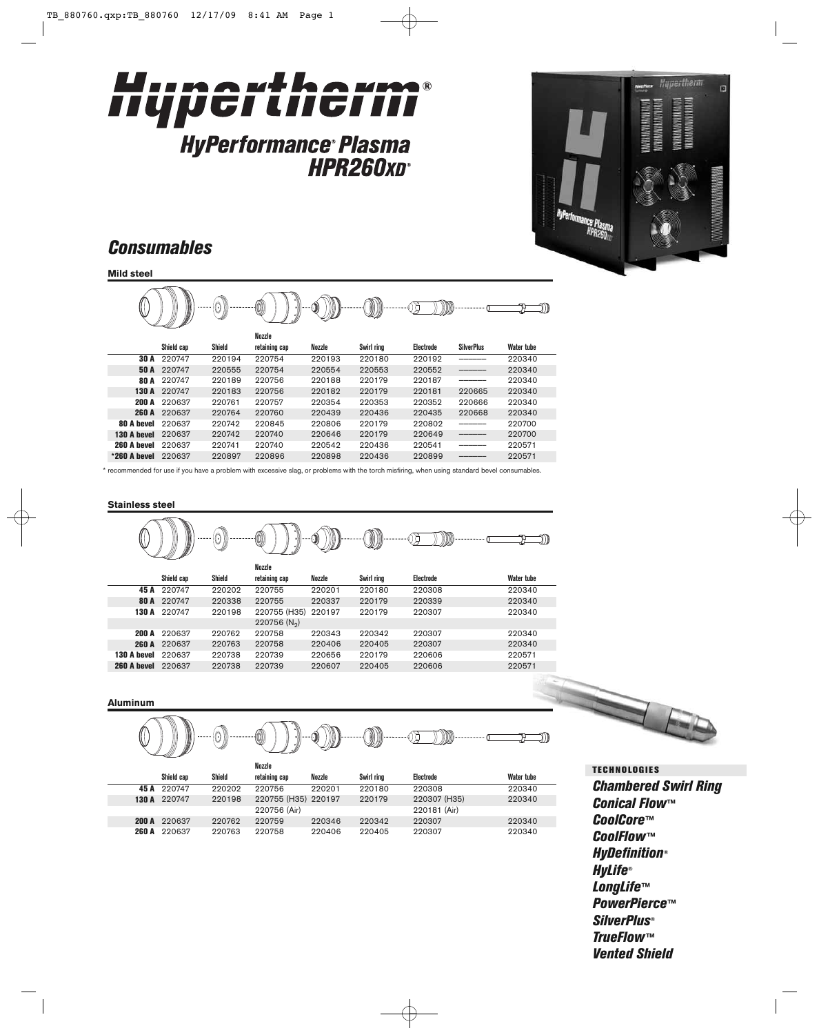# Hypertherm®

## HyPerformance® Plasma HPR260XD®

## Consumables

### Mild steel

| | Shield cap | Shield | Nozzle retaining cap | Nozzle | Swirl ring | Electrode | SilverPlus | Water tube |
|---|---|---|---|---|---|---|---|---|
| **30 A** | 220747 | 220194 | 220754 | 220193 | 220180 | 220192 | ——— | 220340 |
| **50 A** | 220747 | 220555 | 220754 | 220554 | 220553 | 220552 | ——— | 220340 |
| **80 A** | 220747 | 220189 | 220756 | 220188 | 220179 | 220187 | ——— | 220340 |
| **130 A** | 220747 | 220183 | 220756 | 220182 | 220179 | 220181 | 220665 | 220340 |
| **200 A** | 220637 | 220761 | 220757 | 220354 | 220353 | 220352 | 220666 | 220340 |
| **260 A** | 220637 | 220764 | 220760 | 220439 | 220436 | 220435 | 220668 | 220340 |
| **80 A bevel** | 220637 | 220742 | 220845 | 220806 | 220179 | 220802 | ——— | 220700 |
| **130 A bevel** | 220637 | 220742 | 220740 | 220646 | 220179 | 220649 | ——— | 220700 |
| **260 A bevel** | 220637 | 220741 | 220740 | 220542 | 220436 | 220541 | ——— | 220571 |
| ***260 A bevel** | 220637 | 220897 | 220896 | 220898 | 220436 | 220899 | ——— | 220571 |

* recommended for use if you have a problem with excessive slag, or problems with the torch misfiring, when using standard bevel consumables.

### Stainless steel

| | Shield cap | Shield | Nozzle retaining cap | Nozzle | Swirl ring | Electrode | Water tube |
|---|---|---|---|---|---|---|---|
| **45 A** | 220747 | 220202 | 220755 | 220201 | 220180 | 220308 | 220340 |
| **80 A** | 220747 | 220338 | 220755 | 220337 | 220179 | 220339 | 220340 |
| **130 A** | 220747 | 220198 | 220755 (H35) 220756 ($N_2$) | 220197 | 220179 | 220307 | 220340 |
| **200 A** | 220637 | 220762 | 220758 | 220343 | 220342 | 220307 | 220340 |
| **260 A** | 220637 | 220763 | 220758 | 220406 | 220405 | 220307 | 220340 |
| **130 A bevel** | 220637 | 220738 | 220739 | 220656 | 220179 | 220606 | 220571 |
| **260 A bevel** | 220637 | 220738 | 220739 | 220607 | 220405 | 220606 | 220571 |

### Aluminum

| | Shield cap | Shield | Nozzle retaining cap | Nozzle | Swirl ring | Electrode | Water tube |
|---|---|---|---|---|---|---|---|
| **45 A** | 220747 | 220202 | 220756 | 220201 | 220180 | 220308 | 220340 |
| **130 A** | 220747 | 220198 | 220755 (H35) 220756 (Air) | 220197 | 220179 | 220307 (H35) 220181 (Air) | 220340 |
| **200 A** | 220637 | 220762 | 220759 | 220346 | 220342 | 220307 | 220340 |
| **260 A** | 220637 | 220763 | 220758 | 220406 | 220405 | 220307 | 220340 |

**TECHNOLOGIES**

*Chambered Swirl Ring*
*Conical Flow™*
*CoolCore™*
*CoolFlow™*
*HyDefinition®*
*HyLife®*
*LongLife™*
*PowerPierce™*
*SilverPlus®*
*TrueFlow™*
*Vented Shield*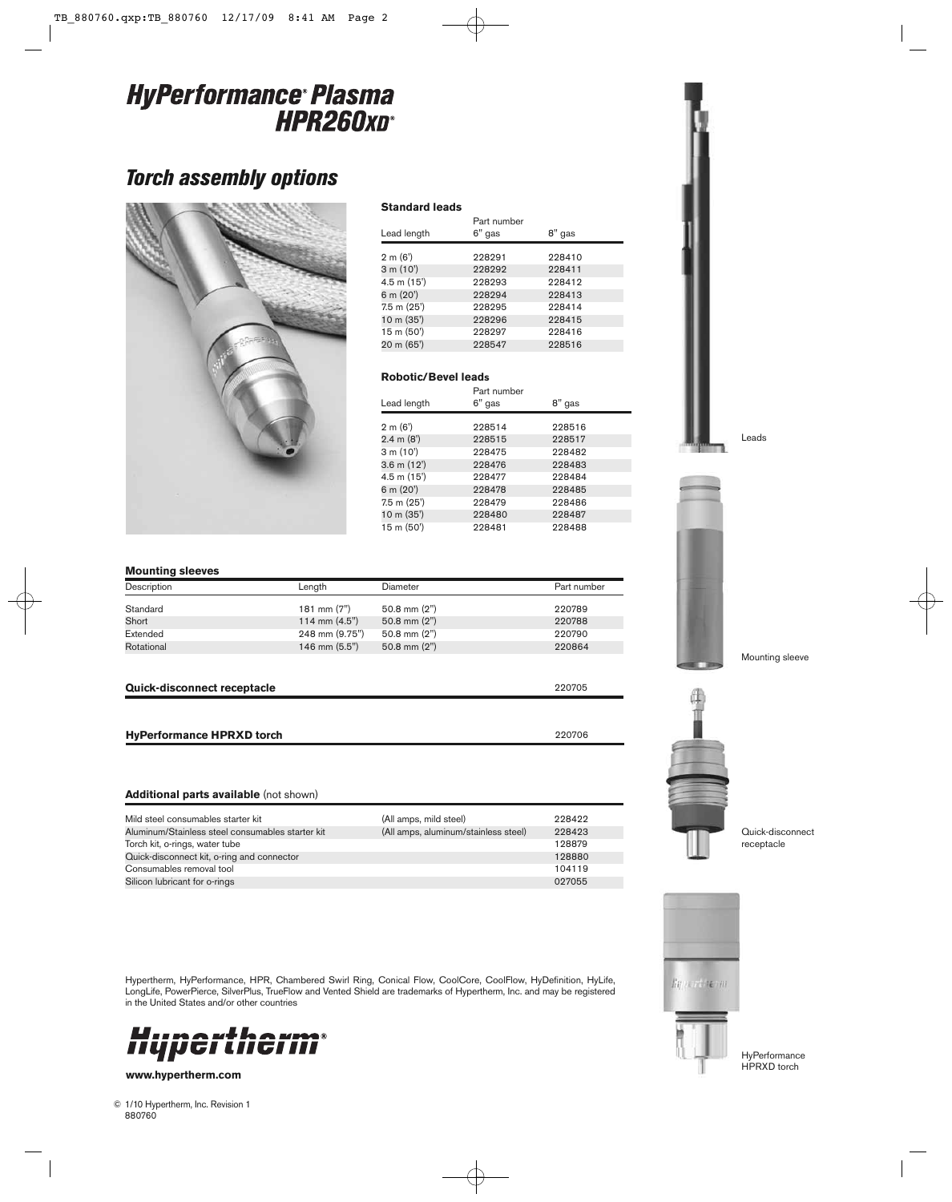# HyPerformance® Plasma HPR260XD®

## Torch assembly options

**Standard leads**

| Lead length | Part number 6" gas | 8" gas |
|---|---|---|
| 2 m (6') | 228291 | 228410 |
| 3 m (10') | 228292 | 228411 |
| 4.5 m (15') | 228293 | 228412 |
| 6 m (20') | 228294 | 228413 |
| 7.5 m (25') | 228295 | 228414 |
| 10 m (35') | 228296 | 228415 |
| 15 m (50') | 228297 | 228416 |
| 20 m (65') | 228547 | 228516 |

**Robotic/Bevel leads**

| Lead length | Part number 6" gas | 8" gas |
|---|---|---|
| 2 m (6') | 228514 | 228516 |
| 2.4 m (8') | 228515 | 228517 |
| 3 m (10') | 228475 | 228482 |
| 3.6 m (12') | 228476 | 228483 |
| 4.5 m (15') | 228477 | 228484 |
| 6 m (20') | 228478 | 228485 |
| 7.5 m (25') | 228479 | 228486 |
| 10 m (35') | 228480 | 228487 |
| 15 m (50') | 228481 | 228488 |

**Mounting sleeves**

| Description | Length | Diameter | Part number |
|---|---|---|---|
| Standard | 181 mm (7") | 50.8 mm (2") | 220789 |
| Short | 114 mm (4.5") | 50.8 mm (2") | 220788 |
| Extended | 248 mm (9.75") | 50.8 mm (2") | 220790 |
| Rotational | 146 mm (5.5") | 50.8 mm (2") | 220864 |

**Quick-disconnect receptacle** 220705

**HyPerformance HPRXD torch** 220706

**Additional parts available** (not shown)

| | | |
|---|---|---|
| Mild steel consumables starter kit | (All amps, mild steel) | 228422 |
| Aluminum/Stainless steel consumables starter kit | (All amps, aluminum/stainless steel) | 228423 |
| Torch kit, o-rings, water tube | | 128879 |
| Quick-disconnect kit, o-ring and connector | | 128880 |
| Consumables removal tool | | 104119 |
| Silicon lubricant for o-rings | | 027055 |

Leads

Mounting sleeve

Quick-disconnect receptacle

HyPerformance HPRXD torch

Hypertherm, HyPerformance, HPR, Chambered Swirl Ring, Conical Flow, CoolCore, CoolFlow, HyDefinition, HyLife, LongLife, PowerPierce, SilverPlus, TrueFlow and Vented Shield are trademarks of Hypertherm, Inc. and may be registered in the United States and/or other countries

Hypertherm®

**www.hypertherm.com**

© 1/10 Hypertherm, Inc. Revision 1
880760